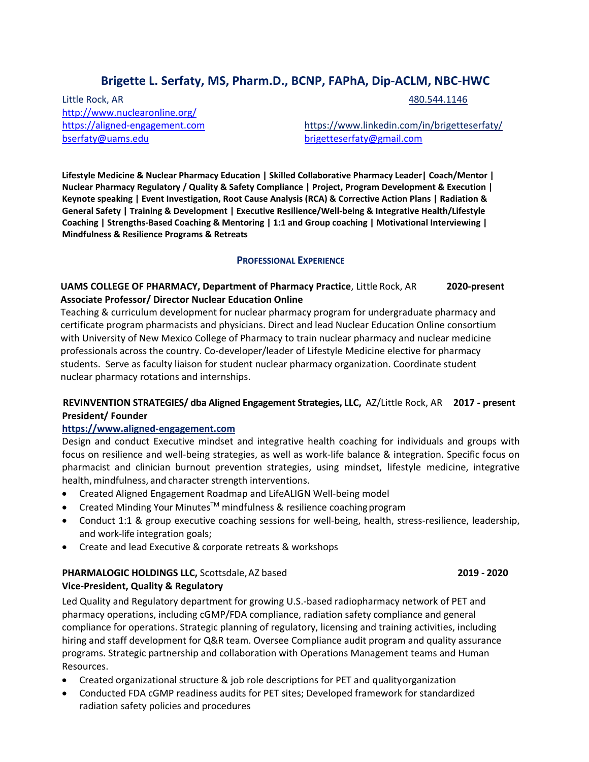# Brigette L. Serfaty, MS, Pharm.D., BCNP, FAPhA, Dip-ACLM, NBC-HWC

Little Rock, AR
480.544.1146
http://www.nuclearonline.org/
https://aligned-engagement.com
https://www.linkedin.com/in/brigetteserfaty/
bserfaty@uams.edu
brigetteserfaty@gmail.com

**Lifestyle Medicine & Nuclear Pharmacy Education | Skilled Collaborative Pharmacy Leader| Coach/Mentor | Nuclear Pharmacy Regulatory / Quality & Safety Compliance | Project, Program Development & Execution | Keynote speaking | Event Investigation, Root Cause Analysis (RCA) & Corrective Action Plans | Radiation & General Safety | Training & Development | Executive Resilience/Well-being & Integrative Health/Lifestyle Coaching | Strengths-Based Coaching & Mentoring | 1:1 and Group coaching | Motivational Interviewing | Mindfulness & Resilience Programs & Retreats**

## PROFESSIONAL EXPERIENCE

**UAMS COLLEGE OF PHARMACY, Department of Pharmacy Practice**, Little Rock, AR **2020-present**
**Associate Professor/ Director Nuclear Education Online**

Teaching & curriculum development for nuclear pharmacy program for undergraduate pharmacy and certificate program pharmacists and physicians. Direct and lead Nuclear Education Online consortium with University of New Mexico College of Pharmacy to train nuclear pharmacy and nuclear medicine professionals across the country. Co-developer/leader of Lifestyle Medicine elective for pharmacy students. Serve as faculty liaison for student nuclear pharmacy organization. Coordinate student nuclear pharmacy rotations and internships.

**REVINVENTION STRATEGIES/ dba Aligned Engagement Strategies, LLC,** AZ/Little Rock, AR **2017 - present**
**President/ Founder**
**https://www.aligned-engagement.com**

Design and conduct Executive mindset and integrative health coaching for individuals and groups with focus on resilience and well-being strategies, as well as work-life balance & integration. Specific focus on pharmacist and clinician burnout prevention strategies, using mindset, lifestyle medicine, integrative health, mindfulness, and character strength interventions.

- Created Aligned Engagement Roadmap and LifeALIGN Well-being model
- Created Minding Your Minutes™ mindfulness & resilience coaching program
- Conduct 1:1 & group executive coaching sessions for well-being, health, stress-resilience, leadership, and work-life integration goals;
- Create and lead Executive & corporate retreats & workshops

**PHARMALOGIC HOLDINGS LLC,** Scottsdale, AZ based **2019 - 2020**
**Vice-President, Quality & Regulatory**

Led Quality and Regulatory department for growing U.S.-based radiopharmacy network of PET and pharmacy operations, including cGMP/FDA compliance, radiation safety compliance and general compliance for operations. Strategic planning of regulatory, licensing and training activities, including hiring and staff development for Q&R team. Oversee Compliance audit program and quality assurance programs. Strategic partnership and collaboration with Operations Management teams and Human Resources.

- Created organizational structure & job role descriptions for PET and quality organization
- Conducted FDA cGMP readiness audits for PET sites; Developed framework for standardized radiation safety policies and procedures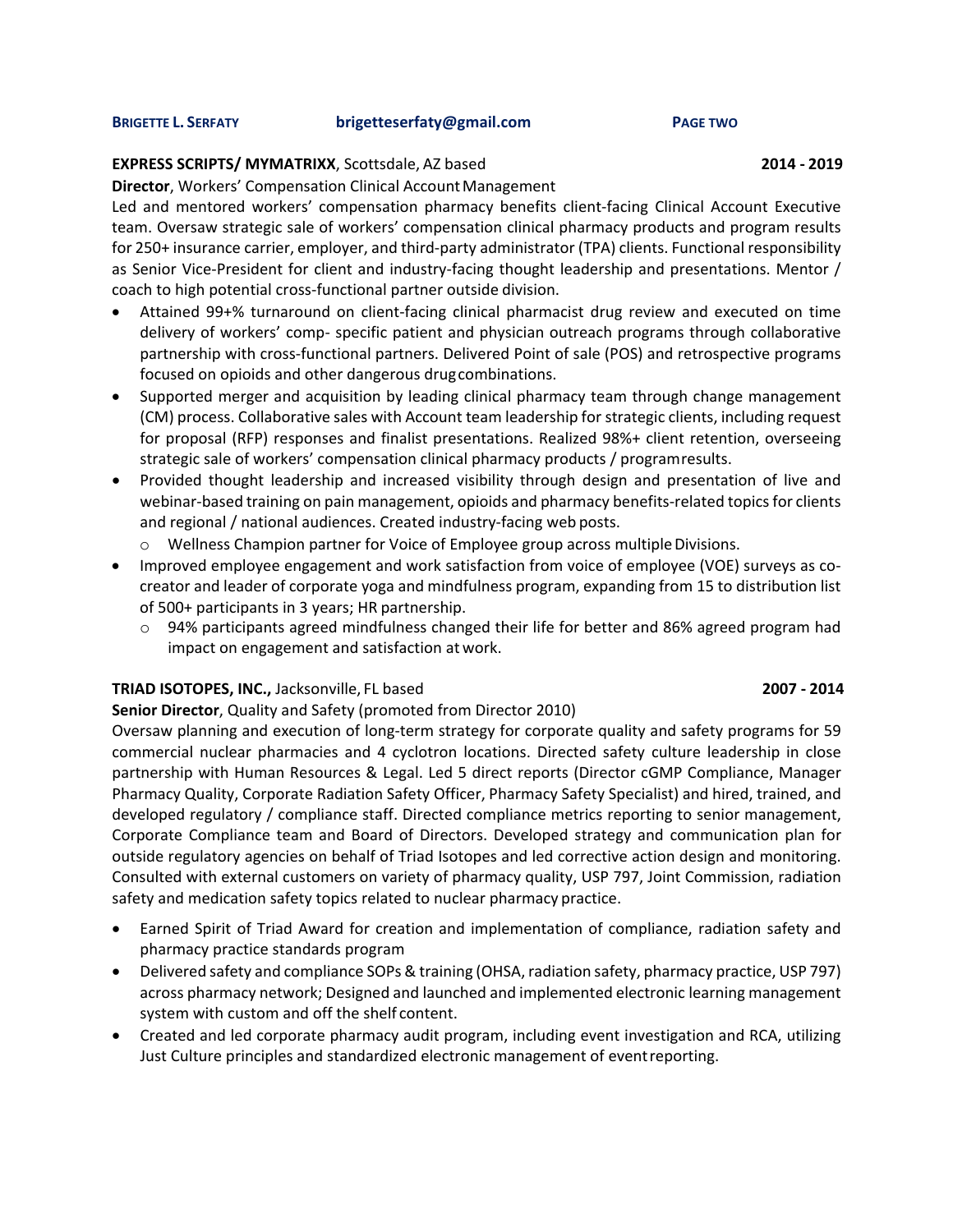**EXPRESS SCRIPTS/ MYMATRIXX**, Scottsdale, AZ based **2014 - 2019**

**Director**, Workers' Compensation Clinical Account Management

Led and mentored workers' compensation pharmacy benefits client-facing Clinical Account Executive team. Oversaw strategic sale of workers' compensation clinical pharmacy products and program results for 250+ insurance carrier, employer, and third-party administrator (TPA) clients. Functional responsibility as Senior Vice-President for client and industry-facing thought leadership and presentations. Mentor / coach to high potential cross-functional partner outside division.

- Attained 99+% turnaround on client-facing clinical pharmacist drug review and executed on time delivery of workers' comp- specific patient and physician outreach programs through collaborative partnership with cross-functional partners. Delivered Point of sale (POS) and retrospective programs focused on opioids and other dangerous drug combinations.
- Supported merger and acquisition by leading clinical pharmacy team through change management (CM) process. Collaborative sales with Account team leadership for strategic clients, including request for proposal (RFP) responses and finalist presentations. Realized 98%+ client retention, overseeing strategic sale of workers' compensation clinical pharmacy products / program results.
- Provided thought leadership and increased visibility through design and presentation of live and webinar-based training on pain management, opioids and pharmacy benefits-related topics for clients and regional / national audiences. Created industry-facing web posts.
  - Wellness Champion partner for Voice of Employee group across multiple Divisions.
- Improved employee engagement and work satisfaction from voice of employee (VOE) surveys as co-creator and leader of corporate yoga and mindfulness program, expanding from 15 to distribution list of 500+ participants in 3 years; HR partnership.
  - 94% participants agreed mindfulness changed their life for better and 86% agreed program had impact on engagement and satisfaction at work.

**TRIAD ISOTOPES, INC.,** Jacksonville, FL based **2007 - 2014**

**Senior Director**, Quality and Safety (promoted from Director 2010)

Oversaw planning and execution of long-term strategy for corporate quality and safety programs for 59 commercial nuclear pharmacies and 4 cyclotron locations. Directed safety culture leadership in close partnership with Human Resources & Legal. Led 5 direct reports (Director cGMP Compliance, Manager Pharmacy Quality, Corporate Radiation Safety Officer, Pharmacy Safety Specialist) and hired, trained, and developed regulatory / compliance staff. Directed compliance metrics reporting to senior management, Corporate Compliance team and Board of Directors. Developed strategy and communication plan for outside regulatory agencies on behalf of Triad Isotopes and led corrective action design and monitoring. Consulted with external customers on variety of pharmacy quality, USP 797, Joint Commission, radiation safety and medication safety topics related to nuclear pharmacy practice.

- Earned Spirit of Triad Award for creation and implementation of compliance, radiation safety and pharmacy practice standards program
- Delivered safety and compliance SOPs & training (OHSA, radiation safety, pharmacy practice, USP 797) across pharmacy network; Designed and launched and implemented electronic learning management system with custom and off the shelf content.
- Created and led corporate pharmacy audit program, including event investigation and RCA, utilizing Just Culture principles and standardized electronic management of event reporting.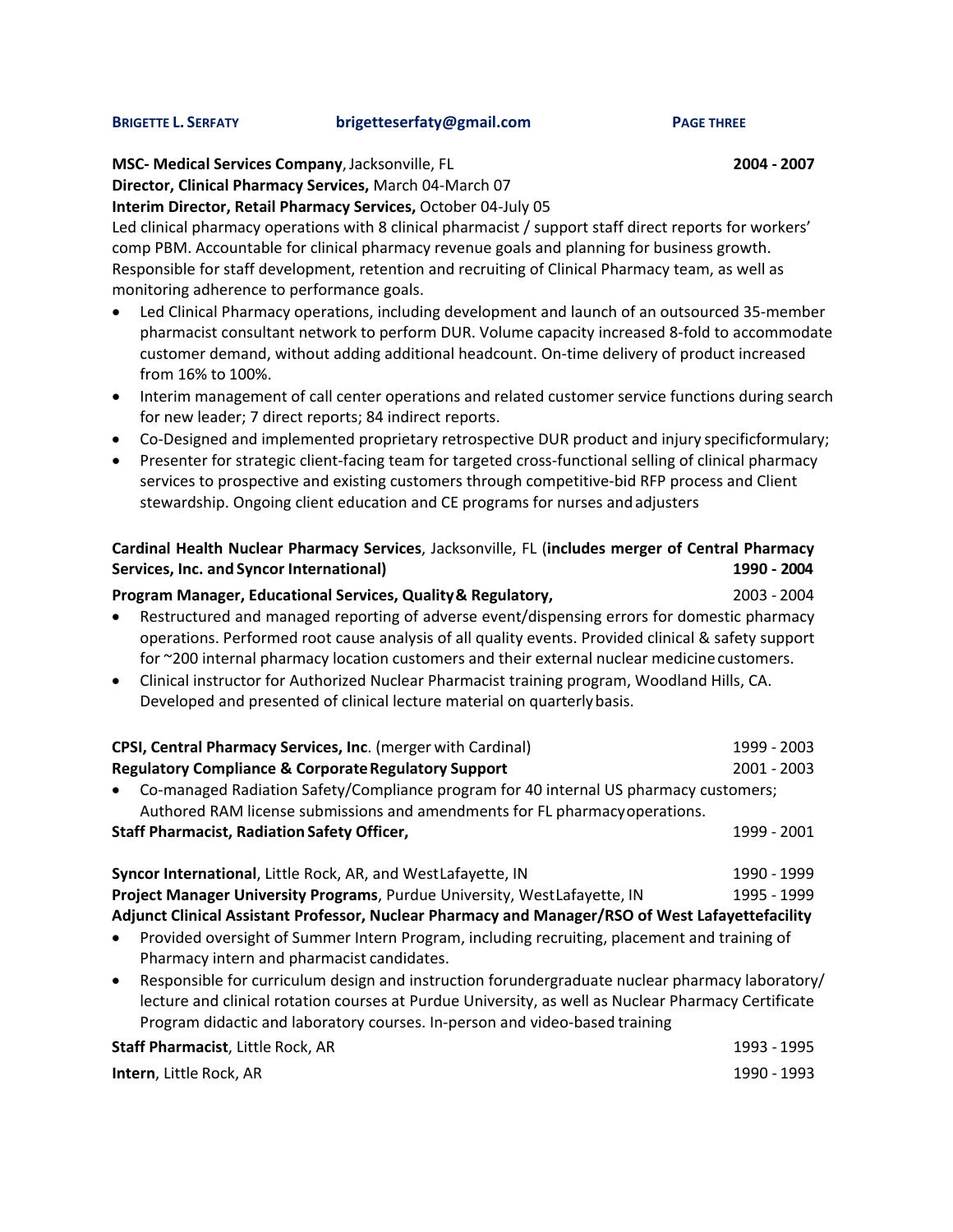**MSC- Medical Services Company**, Jacksonville, FL **2004 - 2007**
**Director, Clinical Pharmacy Services,** March 04-March 07
**Interim Director, Retail Pharmacy Services,** October 04-July 05
Led clinical pharmacy operations with 8 clinical pharmacist / support staff direct reports for workers' comp PBM. Accountable for clinical pharmacy revenue goals and planning for business growth. Responsible for staff development, retention and recruiting of Clinical Pharmacy team, as well as monitoring adherence to performance goals.

- Led Clinical Pharmacy operations, including development and launch of an outsourced 35-member pharmacist consultant network to perform DUR. Volume capacity increased 8-fold to accommodate customer demand, without adding additional headcount. On-time delivery of product increased from 16% to 100%.
- Interim management of call center operations and related customer service functions during search for new leader; 7 direct reports; 84 indirect reports.
- Co-Designed and implemented proprietary retrospective DUR product and injury specificformulary;
- Presenter for strategic client-facing team for targeted cross-functional selling of clinical pharmacy services to prospective and existing customers through competitive-bid RFP process and Client stewardship. Ongoing client education and CE programs for nurses and adjusters

**Cardinal Health Nuclear Pharmacy Services**, Jacksonville, FL (**includes merger of Central Pharmacy Services, Inc. and Syncor International) 1990 - 2004**

**Program Manager, Educational Services, Quality & Regulatory,** 2003 - 2004

- Restructured and managed reporting of adverse event/dispensing errors for domestic pharmacy operations. Performed root cause analysis of all quality events. Provided clinical & safety support for ~200 internal pharmacy location customers and their external nuclear medicine customers.
- Clinical instructor for Authorized Nuclear Pharmacist training program, Woodland Hills, CA. Developed and presented of clinical lecture material on quarterly basis.

**CPSI, Central Pharmacy Services, Inc**. (merger with Cardinal) 1999 - 2003
**Regulatory Compliance & Corporate Regulatory Support** 2001 - 2003

- Co-managed Radiation Safety/Compliance program for 40 internal US pharmacy customers; Authored RAM license submissions and amendments for FL pharmacy operations.

**Staff Pharmacist, Radiation Safety Officer,** 1999 - 2001

**Syncor International**, Little Rock, AR, and West Lafayette, IN 1990 - 1999
**Project Manager University Programs**, Purdue University, West Lafayette, IN 1995 - 1999
**Adjunct Clinical Assistant Professor, Nuclear Pharmacy and Manager/RSO of West Lafayette facility**

- Provided oversight of Summer Intern Program, including recruiting, placement and training of Pharmacy intern and pharmacist candidates.
- Responsible for curriculum design and instruction for undergraduate nuclear pharmacy laboratory/ lecture and clinical rotation courses at Purdue University, as well as Nuclear Pharmacy Certificate Program didactic and laboratory courses. In-person and video-based training

**Staff Pharmacist**, Little Rock, AR 1993 - 1995

**Intern**, Little Rock, AR 1990 - 1993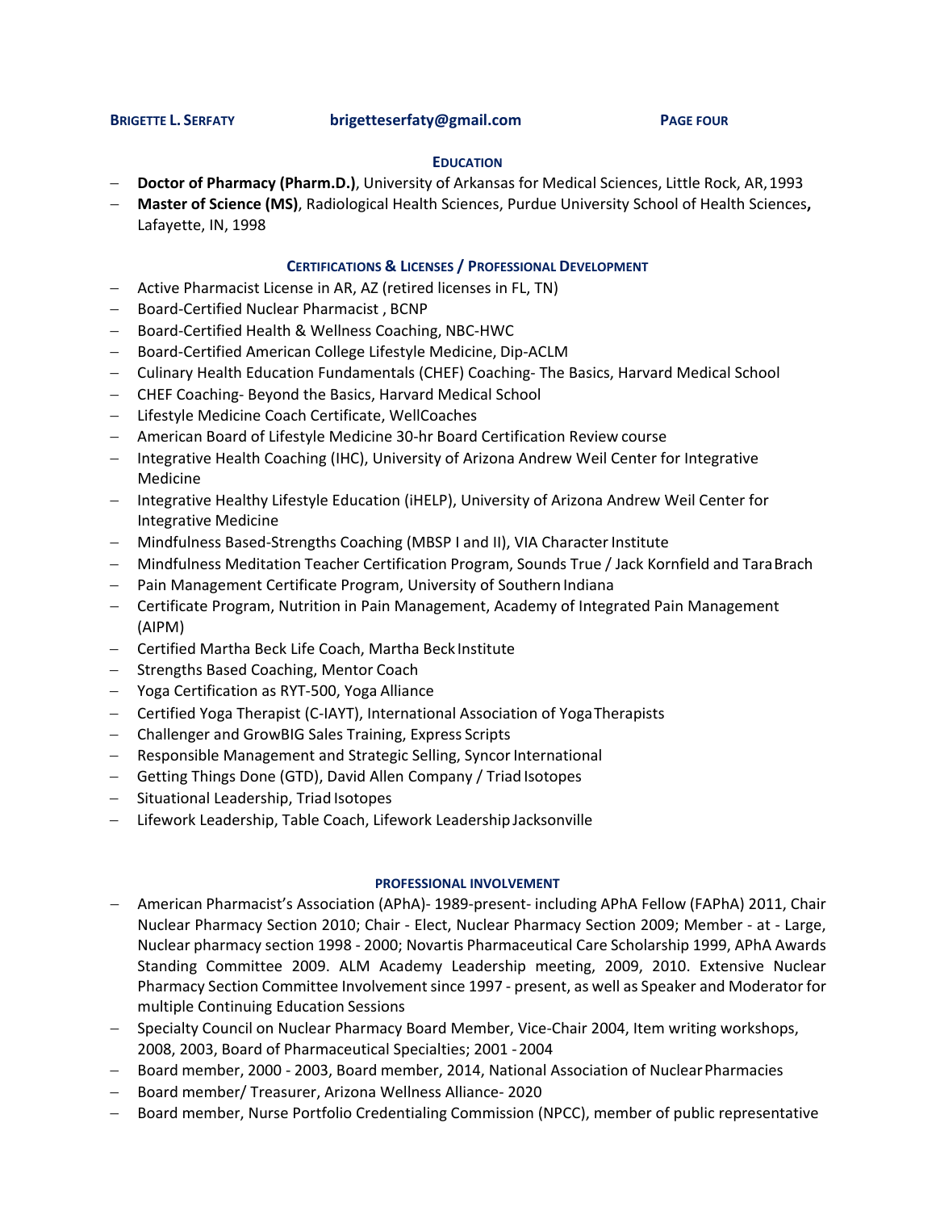## EDUCATION

- **Doctor of Pharmacy (Pharm.D.)**, University of Arkansas for Medical Sciences, Little Rock, AR, 1993
- **Master of Science (MS)**, Radiological Health Sciences, Purdue University School of Health Sciences**,** Lafayette, IN, 1998

## CERTIFICATIONS & LICENSES / PROFESSIONAL DEVELOPMENT

- Active Pharmacist License in AR, AZ (retired licenses in FL, TN)
- Board-Certified Nuclear Pharmacist , BCNP
- Board-Certified Health & Wellness Coaching, NBC-HWC
- Board-Certified American College Lifestyle Medicine, Dip-ACLM
- Culinary Health Education Fundamentals (CHEF) Coaching- The Basics, Harvard Medical School
- CHEF Coaching- Beyond the Basics, Harvard Medical School
- Lifestyle Medicine Coach Certificate, WellCoaches
- American Board of Lifestyle Medicine 30-hr Board Certification Review course
- Integrative Health Coaching (IHC), University of Arizona Andrew Weil Center for Integrative Medicine
- Integrative Healthy Lifestyle Education (iHELP), University of Arizona Andrew Weil Center for Integrative Medicine
- Mindfulness Based-Strengths Coaching (MBSP I and II), VIA Character Institute
- Mindfulness Meditation Teacher Certification Program, Sounds True / Jack Kornfield and Tara Brach
- Pain Management Certificate Program, University of Southern Indiana
- Certificate Program, Nutrition in Pain Management, Academy of Integrated Pain Management (AIPM)
- Certified Martha Beck Life Coach, Martha Beck Institute
- Strengths Based Coaching, Mentor Coach
- Yoga Certification as RYT-500, Yoga Alliance
- Certified Yoga Therapist (C-IAYT), International Association of Yoga Therapists
- Challenger and GrowBIG Sales Training, Express Scripts
- Responsible Management and Strategic Selling, Syncor International
- Getting Things Done (GTD), David Allen Company / Triad Isotopes
- Situational Leadership, Triad Isotopes
- Lifework Leadership, Table Coach, Lifework Leadership Jacksonville

## PROFESSIONAL INVOLVEMENT

- American Pharmacist's Association (APhA)- 1989-present- including APhA Fellow (FAPhA) 2011, Chair Nuclear Pharmacy Section 2010; Chair - Elect, Nuclear Pharmacy Section 2009; Member - at - Large, Nuclear pharmacy section 1998 - 2000; Novartis Pharmaceutical Care Scholarship 1999, APhA Awards Standing Committee 2009. ALM Academy Leadership meeting, 2009, 2010. Extensive Nuclear Pharmacy Section Committee Involvement since 1997 - present, as well as Speaker and Moderator for multiple Continuing Education Sessions
- Specialty Council on Nuclear Pharmacy Board Member, Vice-Chair 2004, Item writing workshops, 2008, 2003, Board of Pharmaceutical Specialties; 2001 - 2004
- Board member, 2000 - 2003, Board member, 2014, National Association of Nuclear Pharmacies
- Board member/ Treasurer, Arizona Wellness Alliance- 2020
- Board member, Nurse Portfolio Credentialing Commission (NPCC), member of public representative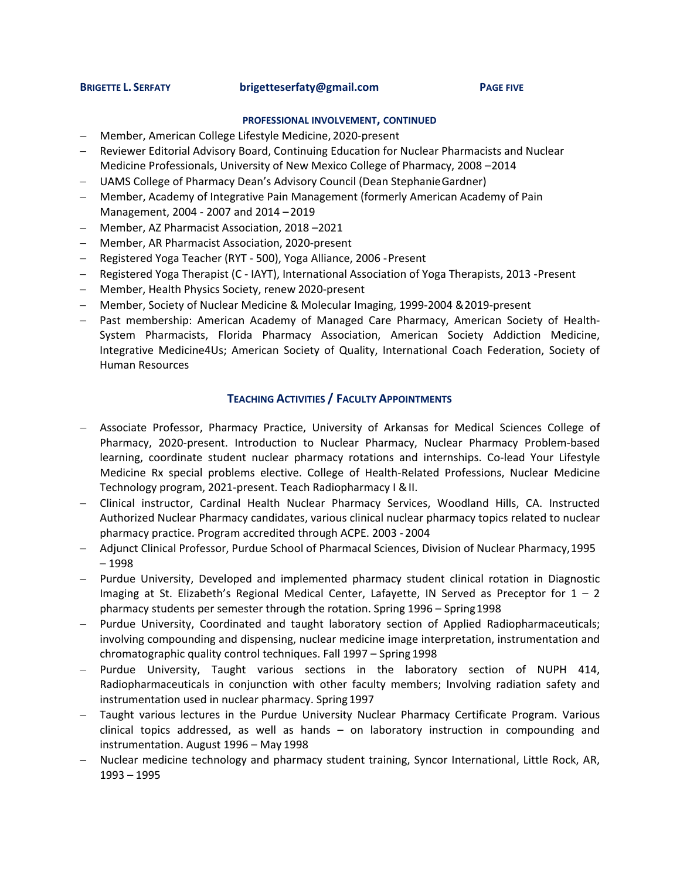#### PROFESSIONAL INVOLVEMENT, CONTINUED

- Member, American College Lifestyle Medicine, 2020-present
- Reviewer Editorial Advisory Board, Continuing Education for Nuclear Pharmacists and Nuclear Medicine Professionals, University of New Mexico College of Pharmacy, 2008 – 2014
- UAMS College of Pharmacy Dean's Advisory Council (Dean Stephanie Gardner)
- Member, Academy of Integrative Pain Management (formerly American Academy of Pain Management, 2004 - 2007 and 2014 – 2019
- Member, AZ Pharmacist Association, 2018 – 2021
- Member, AR Pharmacist Association, 2020-present
- Registered Yoga Teacher (RYT - 500), Yoga Alliance, 2006 - Present
- Registered Yoga Therapist (C - IAYT), International Association of Yoga Therapists, 2013 - Present
- Member, Health Physics Society, renew 2020-present
- Member, Society of Nuclear Medicine & Molecular Imaging, 1999-2004 & 2019-present
- Past membership: American Academy of Managed Care Pharmacy, American Society of Health-System Pharmacists, Florida Pharmacy Association, American Society Addiction Medicine, Integrative Medicine4Us; American Society of Quality, International Coach Federation, Society of Human Resources

## TEACHING ACTIVITIES / FACULTY APPOINTMENTS

- Associate Professor, Pharmacy Practice, University of Arkansas for Medical Sciences College of Pharmacy, 2020-present. Introduction to Nuclear Pharmacy, Nuclear Pharmacy Problem-based learning, coordinate student nuclear pharmacy rotations and internships. Co-lead Your Lifestyle Medicine Rx special problems elective. College of Health-Related Professions, Nuclear Medicine Technology program, 2021-present. Teach Radiopharmacy I & II.
- Clinical instructor, Cardinal Health Nuclear Pharmacy Services, Woodland Hills, CA. Instructed Authorized Nuclear Pharmacy candidates, various clinical nuclear pharmacy topics related to nuclear pharmacy practice. Program accredited through ACPE. 2003 - 2004
- Adjunct Clinical Professor, Purdue School of Pharmacal Sciences, Division of Nuclear Pharmacy, 1995 – 1998
- Purdue University, Developed and implemented pharmacy student clinical rotation in Diagnostic Imaging at St. Elizabeth's Regional Medical Center, Lafayette, IN Served as Preceptor for 1 – 2 pharmacy students per semester through the rotation. Spring 1996 – Spring 1998
- Purdue University, Coordinated and taught laboratory section of Applied Radiopharmaceuticals; involving compounding and dispensing, nuclear medicine image interpretation, instrumentation and chromatographic quality control techniques. Fall 1997 – Spring 1998
- Purdue University, Taught various sections in the laboratory section of NUPH 414, Radiopharmaceuticals in conjunction with other faculty members; Involving radiation safety and instrumentation used in nuclear pharmacy. Spring 1997
- Taught various lectures in the Purdue University Nuclear Pharmacy Certificate Program. Various clinical topics addressed, as well as hands – on laboratory instruction in compounding and instrumentation. August 1996 – May 1998
- Nuclear medicine technology and pharmacy student training, Syncor International, Little Rock, AR, 1993 – 1995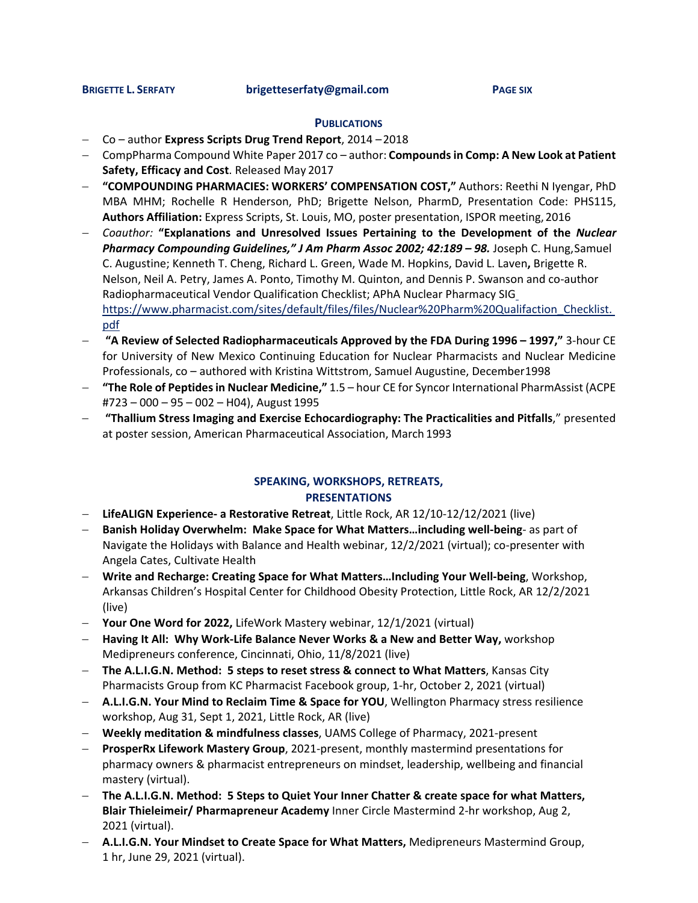## PUBLICATIONS

- Co – author **Express Scripts Drug Trend Report**, 2014 – 2018
- CompPharma Compound White Paper 2017 co – author: **Compounds in Comp: A New Look at Patient Safety, Efficacy and Cost**. Released May 2017
- **"COMPOUNDING PHARMACIES: WORKERS' COMPENSATION COST,"** Authors: Reethi N Iyengar, PhD MBA MHM; Rochelle R Henderson, PhD; Brigette Nelson, PharmD, Presentation Code: PHS115, **Authors Affiliation:** Express Scripts, St. Louis, MO, poster presentation, ISPOR meeting, 2016
- *Coauthor:* **"Explanations and Unresolved Issues Pertaining to the Development of the *Nuclear Pharmacy Compounding Guidelines,"* *J Am Pharm Assoc 2002; 42:189 – 98.*** Joseph C. Hung, Samuel C. Augustine; Kenneth T. Cheng, Richard L. Green, Wade M. Hopkins, David L. Laven, Brigette R. Nelson, Neil A. Petry, James A. Ponto, Timothy M. Quinton, and Dennis P. Swanson and co-author Radiopharmaceutical Vendor Qualification Checklist; APhA Nuclear Pharmacy SIG https://www.pharmacist.com/sites/default/files/files/Nuclear%20Pharm%20Qualifaction_Checklist.pdf
- **"A Review of Selected Radiopharmaceuticals Approved by the FDA During 1996 – 1997,"** 3-hour CE for University of New Mexico Continuing Education for Nuclear Pharmacists and Nuclear Medicine Professionals, co – authored with Kristina Wittstrom, Samuel Augustine, December 1998
- **"The Role of Peptides in Nuclear Medicine,"** 1.5 – hour CE for Syncor International PharmAssist (ACPE #723 – 000 – 95 – 002 – H04), August 1995
- **"Thallium Stress Imaging and Exercise Echocardiography: The Practicalities and Pitfalls**," presented at poster session, American Pharmaceutical Association, March 1993

## SPEAKING, WORKSHOPS, RETREATS, PRESENTATIONS

- **LifeALIGN Experience- a Restorative Retreat**, Little Rock, AR 12/10-12/12/2021 (live)
- **Banish Holiday Overwhelm: Make Space for What Matters…including well-being**- as part of Navigate the Holidays with Balance and Health webinar, 12/2/2021 (virtual); co-presenter with Angela Cates, Cultivate Health
- **Write and Recharge: Creating Space for What Matters…Including Your Well-being**, Workshop, Arkansas Children's Hospital Center for Childhood Obesity Protection, Little Rock, AR 12/2/2021 (live)
- **Your One Word for 2022,** LifeWork Mastery webinar, 12/1/2021 (virtual)
- **Having It All: Why Work-Life Balance Never Works & a New and Better Way,** workshop Medipreneurs conference, Cincinnati, Ohio, 11/8/2021 (live)
- **The A.L.I.G.N. Method: 5 steps to reset stress & connect to What Matters**, Kansas City Pharmacists Group from KC Pharmacist Facebook group, 1-hr, October 2, 2021 (virtual)
- **A.L.I.G.N. Your Mind to Reclaim Time & Space for YOU**, Wellington Pharmacy stress resilience workshop, Aug 31, Sept 1, 2021, Little Rock, AR (live)
- **Weekly meditation & mindfulness classes**, UAMS College of Pharmacy, 2021-present
- **ProsperRx Lifework Mastery Group**, 2021-present, monthly mastermind presentations for pharmacy owners & pharmacist entrepreneurs on mindset, leadership, wellbeing and financial mastery (virtual).
- **The A.L.I.G.N. Method: 5 Steps to Quiet Your Inner Chatter & create space for what Matters, Blair Thieleimeir/ Pharmapreneur Academy** Inner Circle Mastermind 2-hr workshop, Aug 2, 2021 (virtual).
- **A.L.I.G.N. Your Mindset to Create Space for What Matters,** Medipreneurs Mastermind Group, 1 hr, June 29, 2021 (virtual).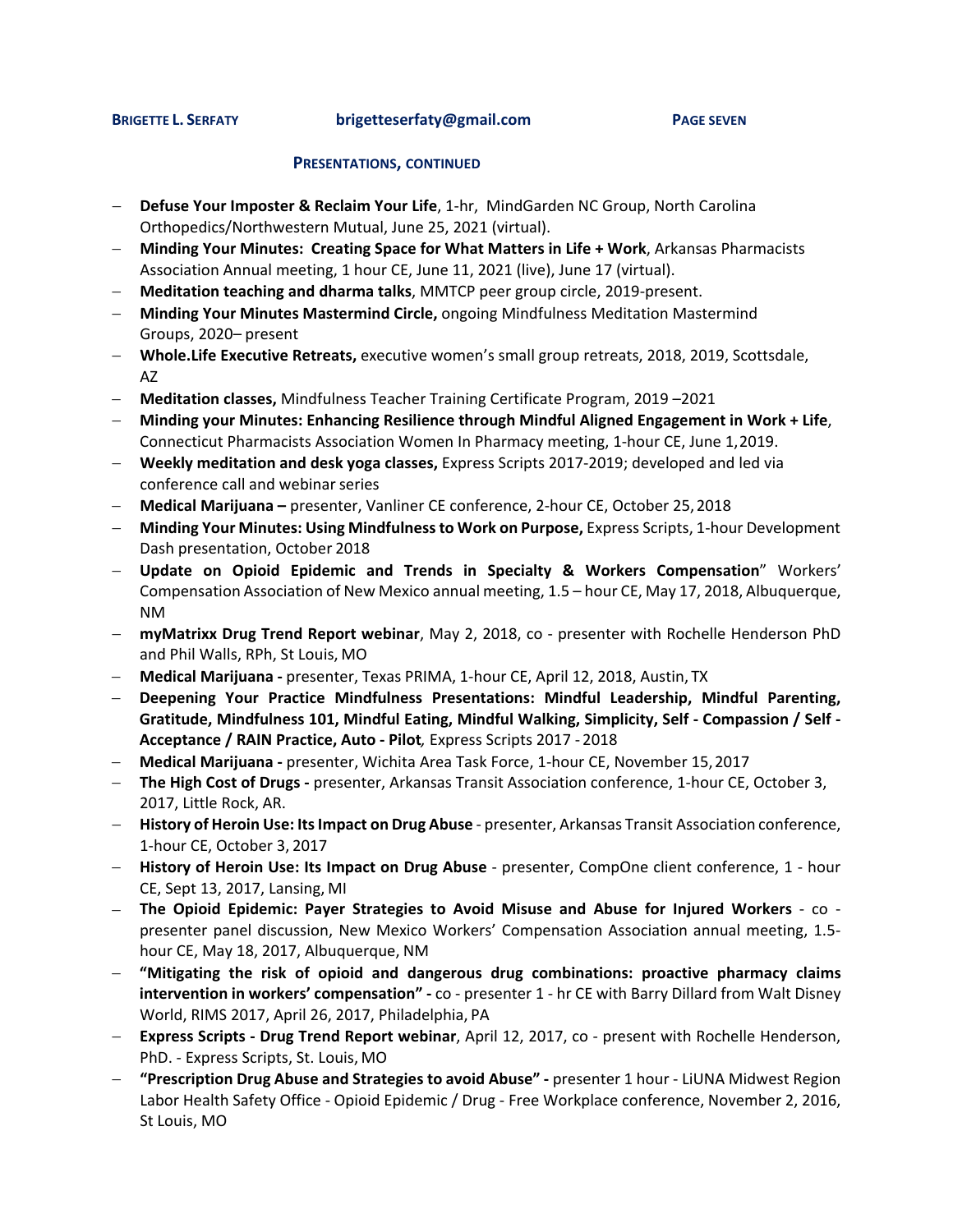## PRESENTATIONS, CONTINUED

- **Defuse Your Imposter & Reclaim Your Life**, 1-hr, MindGarden NC Group, North Carolina Orthopedics/Northwestern Mutual, June 25, 2021 (virtual).
- **Minding Your Minutes: Creating Space for What Matters in Life + Work**, Arkansas Pharmacists Association Annual meeting, 1 hour CE, June 11, 2021 (live), June 17 (virtual).
- **Meditation teaching and dharma talks**, MMTCP peer group circle, 2019-present.
- **Minding Your Minutes Mastermind Circle,** ongoing Mindfulness Meditation Mastermind Groups, 2020– present
- **Whole.Life Executive Retreats,** executive women's small group retreats, 2018, 2019, Scottsdale, AZ
- **Meditation classes,** Mindfulness Teacher Training Certificate Program, 2019 –2021
- **Minding your Minutes: Enhancing Resilience through Mindful Aligned Engagement in Work + Life**, Connecticut Pharmacists Association Women In Pharmacy meeting, 1-hour CE, June 1, 2019.
- **Weekly meditation and desk yoga classes,** Express Scripts 2017-2019; developed and led via conference call and webinar series
- **Medical Marijuana –** presenter, Vanliner CE conference, 2-hour CE, October 25, 2018
- **Minding Your Minutes: Using Mindfulness to Work on Purpose,** Express Scripts, 1-hour Development Dash presentation, October 2018
- **Update on Opioid Epidemic and Trends in Specialty & Workers Compensation**" Workers' Compensation Association of New Mexico annual meeting, 1.5 – hour CE, May 17, 2018, Albuquerque, NM
- **myMatrixx Drug Trend Report webinar**, May 2, 2018, co - presenter with Rochelle Henderson PhD and Phil Walls, RPh, St Louis, MO
- **Medical Marijuana -** presenter, Texas PRIMA, 1-hour CE, April 12, 2018, Austin, TX
- **Deepening Your Practice Mindfulness Presentations: Mindful Leadership, Mindful Parenting, Gratitude, Mindfulness 101, Mindful Eating, Mindful Walking, Simplicity, Self - Compassion / Self - Acceptance / RAIN Practice, Auto - Pilot***,* Express Scripts 2017 - 2018
- **Medical Marijuana -** presenter, Wichita Area Task Force, 1-hour CE, November 15, 2017
- **The High Cost of Drugs -** presenter, Arkansas Transit Association conference, 1-hour CE, October 3, 2017, Little Rock, AR.
- **History of Heroin Use: Its Impact on Drug Abuse** - presenter, Arkansas Transit Association conference, 1-hour CE, October 3, 2017
- **History of Heroin Use: Its Impact on Drug Abuse** - presenter, CompOne client conference, 1 - hour CE, Sept 13, 2017, Lansing, MI
- **The Opioid Epidemic: Payer Strategies to Avoid Misuse and Abuse for Injured Workers** - co - presenter panel discussion, New Mexico Workers' Compensation Association annual meeting, 1.5-hour CE, May 18, 2017, Albuquerque, NM
- **"Mitigating the risk of opioid and dangerous drug combinations: proactive pharmacy claims intervention in workers' compensation" -** co - presenter 1 - hr CE with Barry Dillard from Walt Disney World, RIMS 2017, April 26, 2017, Philadelphia, PA
- **Express Scripts - Drug Trend Report webinar**, April 12, 2017, co - present with Rochelle Henderson, PhD. - Express Scripts, St. Louis, MO
- **"Prescription Drug Abuse and Strategies to avoid Abuse" -** presenter 1 hour - LiUNA Midwest Region Labor Health Safety Office - Opioid Epidemic / Drug - Free Workplace conference, November 2, 2016, St Louis, MO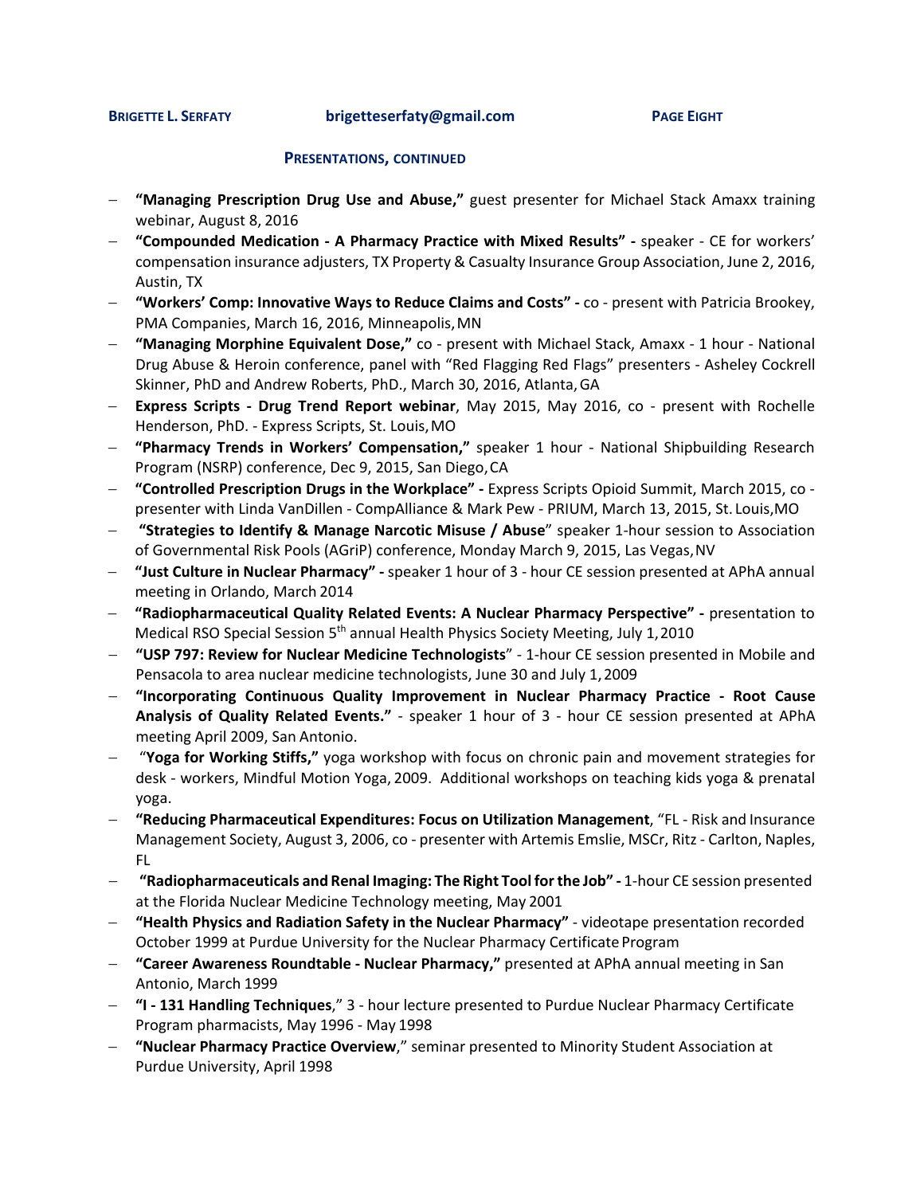### PRESENTATIONS, CONTINUED

- **"Managing Prescription Drug Use and Abuse,"** guest presenter for Michael Stack Amaxx training webinar, August 8, 2016
- **"Compounded Medication - A Pharmacy Practice with Mixed Results" -** speaker - CE for workers' compensation insurance adjusters, TX Property & Casualty Insurance Group Association, June 2, 2016, Austin, TX
- **"Workers' Comp: Innovative Ways to Reduce Claims and Costs" -** co - present with Patricia Brookey, PMA Companies, March 16, 2016, Minneapolis, MN
- **"Managing Morphine Equivalent Dose,"** co - present with Michael Stack, Amaxx - 1 hour - National Drug Abuse & Heroin conference, panel with "Red Flagging Red Flags" presenters - Asheley Cockrell Skinner, PhD and Andrew Roberts, PhD., March 30, 2016, Atlanta, GA
- **Express Scripts - Drug Trend Report webinar**, May 2015, May 2016, co - present with Rochelle Henderson, PhD. - Express Scripts, St. Louis, MO
- **"Pharmacy Trends in Workers' Compensation,"** speaker 1 hour - National Shipbuilding Research Program (NSRP) conference, Dec 9, 2015, San Diego, CA
- **"Controlled Prescription Drugs in the Workplace" -** Express Scripts Opioid Summit, March 2015, co - presenter with Linda VanDillen - CompAlliance & Mark Pew - PRIUM, March 13, 2015, St. Louis, MO
- **"Strategies to Identify & Manage Narcotic Misuse / Abuse**" speaker 1-hour session to Association of Governmental Risk Pools (AGriP) conference, Monday March 9, 2015, Las Vegas, NV
- **"Just Culture in Nuclear Pharmacy" -** speaker 1 hour of 3 - hour CE session presented at APhA annual meeting in Orlando, March 2014
- **"Radiopharmaceutical Quality Related Events: A Nuclear Pharmacy Perspective" -** presentation to Medical RSO Special Session 5th annual Health Physics Society Meeting, July 1, 2010
- **"USP 797: Review for Nuclear Medicine Technologists**" - 1-hour CE session presented in Mobile and Pensacola to area nuclear medicine technologists, June 30 and July 1, 2009
- **"Incorporating Continuous Quality Improvement in Nuclear Pharmacy Practice - Root Cause Analysis of Quality Related Events."** - speaker 1 hour of 3 - hour CE session presented at APhA meeting April 2009, San Antonio.
- "**Yoga for Working Stiffs,"** yoga workshop with focus on chronic pain and movement strategies for desk - workers, Mindful Motion Yoga, 2009. Additional workshops on teaching kids yoga & prenatal yoga.
- **"Reducing Pharmaceutical Expenditures: Focus on Utilization Management**, "FL - Risk and Insurance Management Society, August 3, 2006, co - presenter with Artemis Emslie, MSCr, Ritz - Carlton, Naples, FL
- **"Radiopharmaceuticals and Renal Imaging: The Right Tool for the Job" -** 1-hour CE session presented at the Florida Nuclear Medicine Technology meeting, May 2001
- **"Health Physics and Radiation Safety in the Nuclear Pharmacy"** - videotape presentation recorded October 1999 at Purdue University for the Nuclear Pharmacy Certificate Program
- **"Career Awareness Roundtable - Nuclear Pharmacy,"** presented at APhA annual meeting in San Antonio, March 1999
- **"I - 131 Handling Techniques**," 3 - hour lecture presented to Purdue Nuclear Pharmacy Certificate Program pharmacists, May 1996 - May 1998
- **"Nuclear Pharmacy Practice Overview**," seminar presented to Minority Student Association at Purdue University, April 1998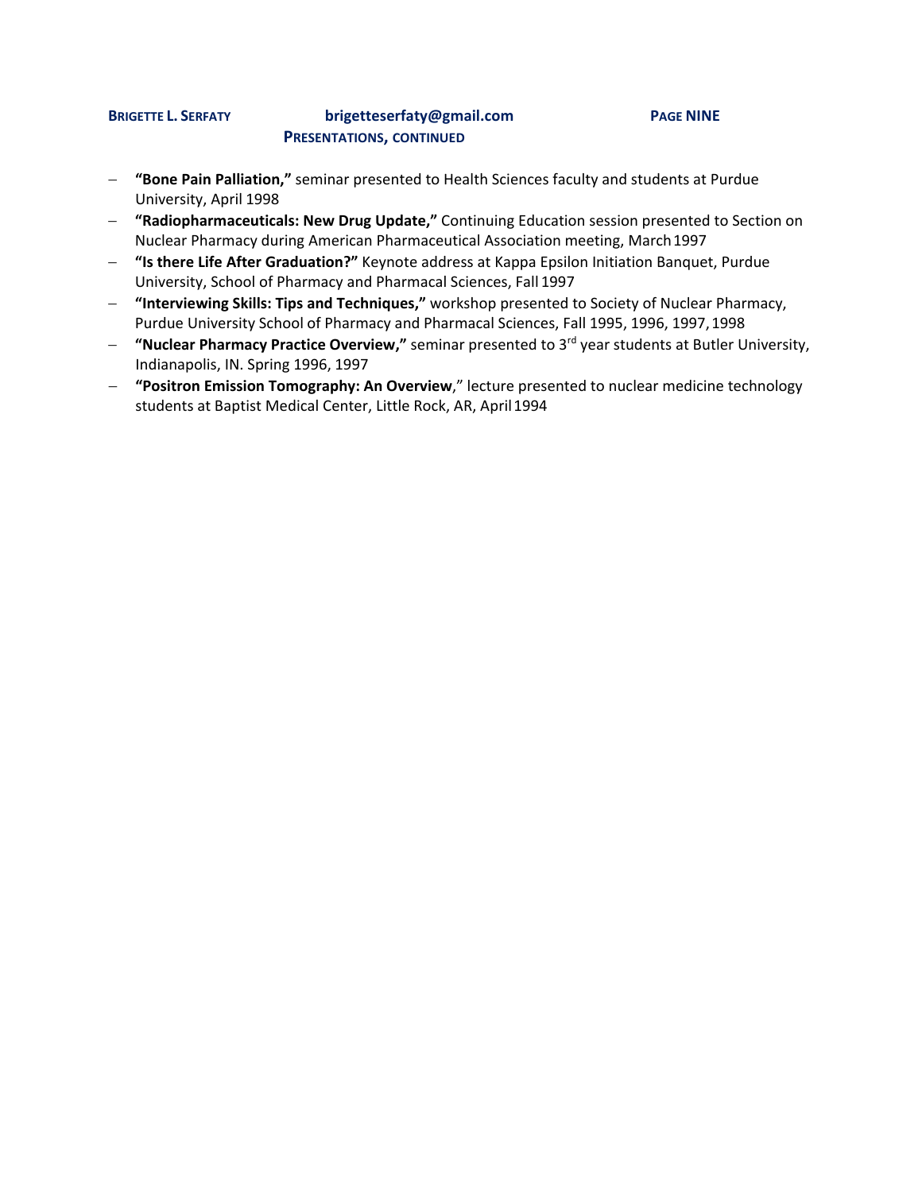## Presentations, continued

- **"Bone Pain Palliation,"** seminar presented to Health Sciences faculty and students at Purdue University, April 1998
- **"Radiopharmaceuticals: New Drug Update,"** Continuing Education session presented to Section on Nuclear Pharmacy during American Pharmaceutical Association meeting, March 1997
- **"Is there Life After Graduation?"** Keynote address at Kappa Epsilon Initiation Banquet, Purdue University, School of Pharmacy and Pharmacal Sciences, Fall 1997
- **"Interviewing Skills: Tips and Techniques,"** workshop presented to Society of Nuclear Pharmacy, Purdue University School of Pharmacy and Pharmacal Sciences, Fall 1995, 1996, 1997, 1998
- **"Nuclear Pharmacy Practice Overview,"** seminar presented to 3rd year students at Butler University, Indianapolis, IN. Spring 1996, 1997
- **"Positron Emission Tomography: An Overview**," lecture presented to nuclear medicine technology students at Baptist Medical Center, Little Rock, AR, April 1994